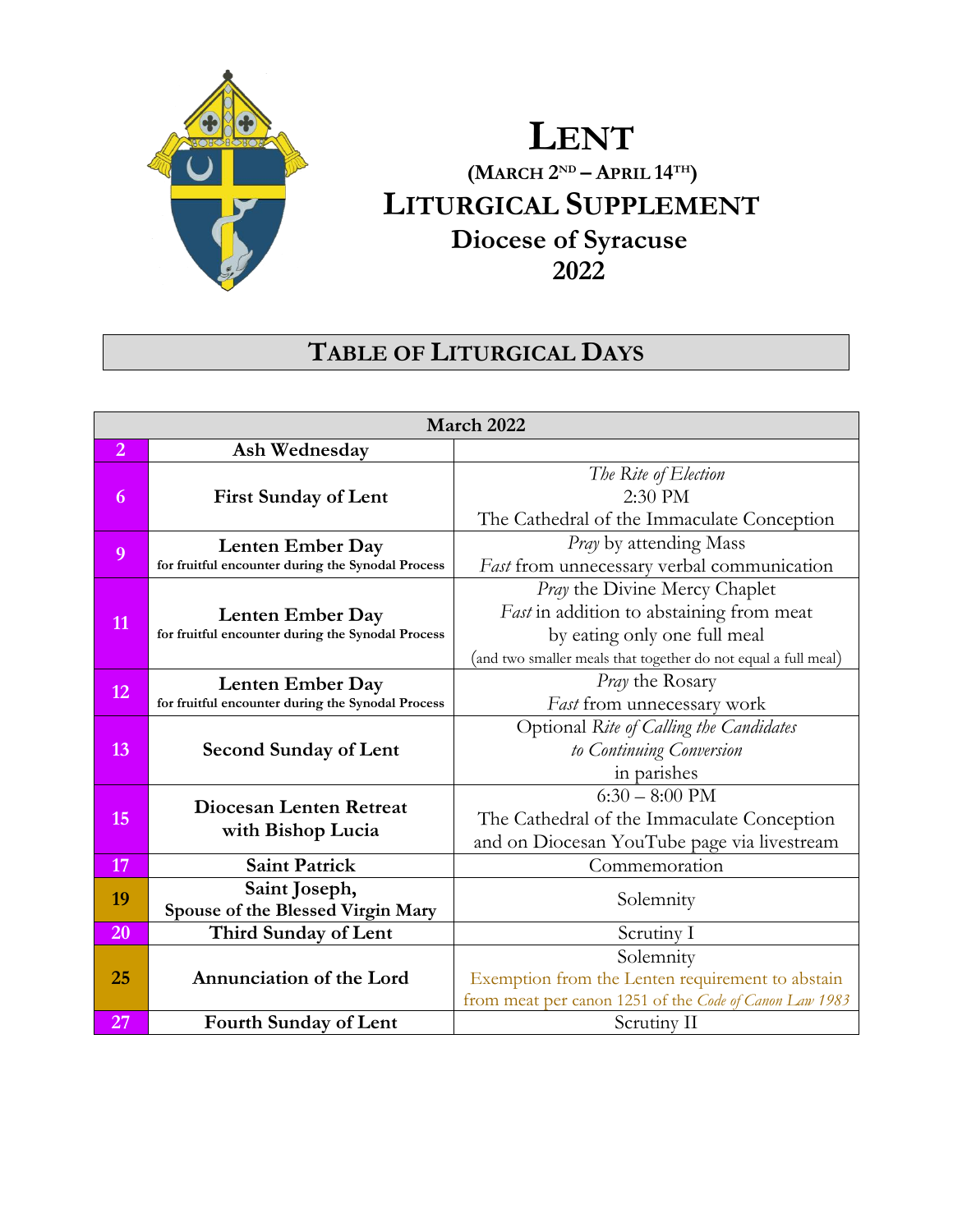# LENT

**(MARCH 2ND – APRIL 14TH)**

## LITURGICAL SUPPLEMENT

### Diocese of Syracuse
### 2022

## TABLE OF LITURGICAL DAYS

| March 2022 | | |
|---|---|---|
| 2 | **Ash Wednesday** | |
| 6 | **First Sunday of Lent** | *The Rite of Election*<br>2:30 PM<br>The Cathedral of the Immaculate Conception |
| 9 | **Lenten Ember Day**<br>**for fruitful encounter during the Synodal Process** | *Pray* by attending Mass<br>*Fast* from unnecessary verbal communication |
| 11 | **Lenten Ember Day**<br>**for fruitful encounter during the Synodal Process** | *Pray* the Divine Mercy Chaplet<br>*Fast* in addition to abstaining from meat by eating only one full meal<br>(and two smaller meals that together do not equal a full meal) |
| 12 | **Lenten Ember Day**<br>**for fruitful encounter during the Synodal Process** | *Pray* the Rosary<br>*Fast* from unnecessary work |
| 13 | **Second Sunday of Lent** | Optional *Rite of Calling the Candidates to Continuing Conversion* in parishes |
| 15 | **Diocesan Lenten Retreat with Bishop Lucia** | 6:30 – 8:00 PM<br>The Cathedral of the Immaculate Conception and on Diocesan YouTube page via livestream |
| 17 | **Saint Patrick** | Commemoration |
| 19 | **Saint Joseph, Spouse of the Blessed Virgin Mary** | Solemnity |
| 20 | **Third Sunday of Lent** | Scrutiny I |
| 25 | **Annunciation of the Lord** | Solemnity<br>Exemption from the Lenten requirement to abstain from meat per canon 1251 of the *Code of Canon Law 1983* |
| 27 | **Fourth Sunday of Lent** | Scrutiny II |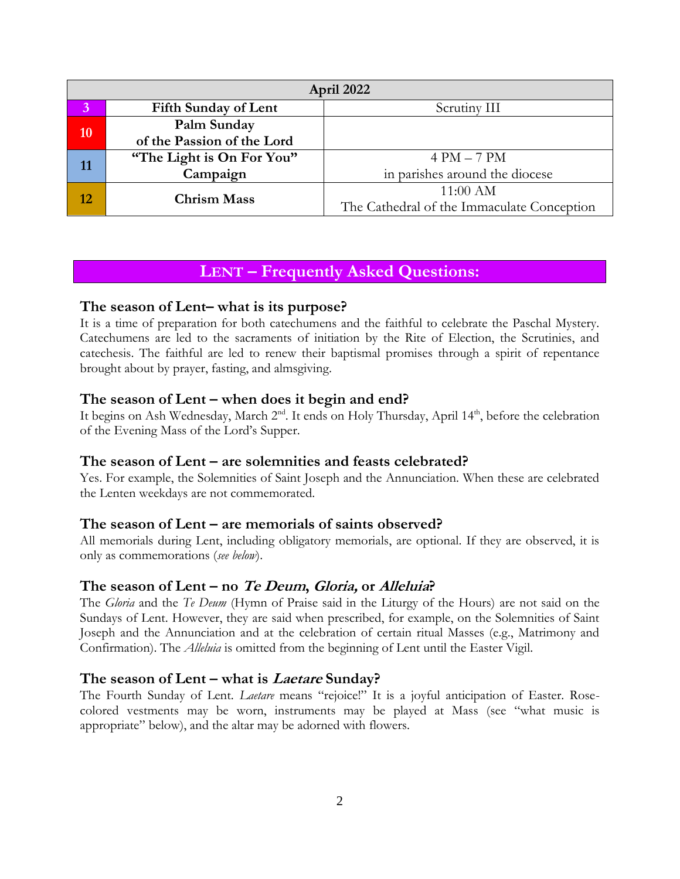| April 2022 | | |
|---|---|---|
| 3 | **Fifth Sunday of Lent** | Scrutiny III |
| 10 | **Palm Sunday of the Passion of the Lord** | |
| 11 | **"The Light is On For You" Campaign** | 4 PM – 7 PM in parishes around the diocese |
| 12 | **Chrism Mass** | 11:00 AM The Cathedral of the Immaculate Conception |

## LENT – Frequently Asked Questions:

### The season of Lent– what is its purpose?

It is a time of preparation for both catechumens and the faithful to celebrate the Paschal Mystery. Catechumens are led to the sacraments of initiation by the Rite of Election, the Scrutinies, and catechesis. The faithful are led to renew their baptismal promises through a spirit of repentance brought about by prayer, fasting, and almsgiving.

### The season of Lent – when does it begin and end?

It begins on Ash Wednesday, March 2nd. It ends on Holy Thursday, April 14th, before the celebration of the Evening Mass of the Lord's Supper.

### The season of Lent – are solemnities and feasts celebrated?

Yes. For example, the Solemnities of Saint Joseph and the Annunciation. When these are celebrated the Lenten weekdays are not commemorated.

### The season of Lent – are memorials of saints observed?

All memorials during Lent, including obligatory memorials, are optional. If they are observed, it is only as commemorations (*see below*).

### The season of Lent – no *Te Deum*, *Gloria,* or *Alleluia*?

The *Gloria* and the *Te Deum* (Hymn of Praise said in the Liturgy of the Hours) are not said on the Sundays of Lent. However, they are said when prescribed, for example, on the Solemnities of Saint Joseph and the Annunciation and at the celebration of certain ritual Masses (e.g., Matrimony and Confirmation). The *Alleluia* is omitted from the beginning of Lent until the Easter Vigil.

### The season of Lent – what is *Laetare* Sunday?

The Fourth Sunday of Lent. *Laetare* means "rejoice!" It is a joyful anticipation of Easter. Rose-colored vestments may be worn, instruments may be played at Mass (see "what music is appropriate" below), and the altar may be adorned with flowers.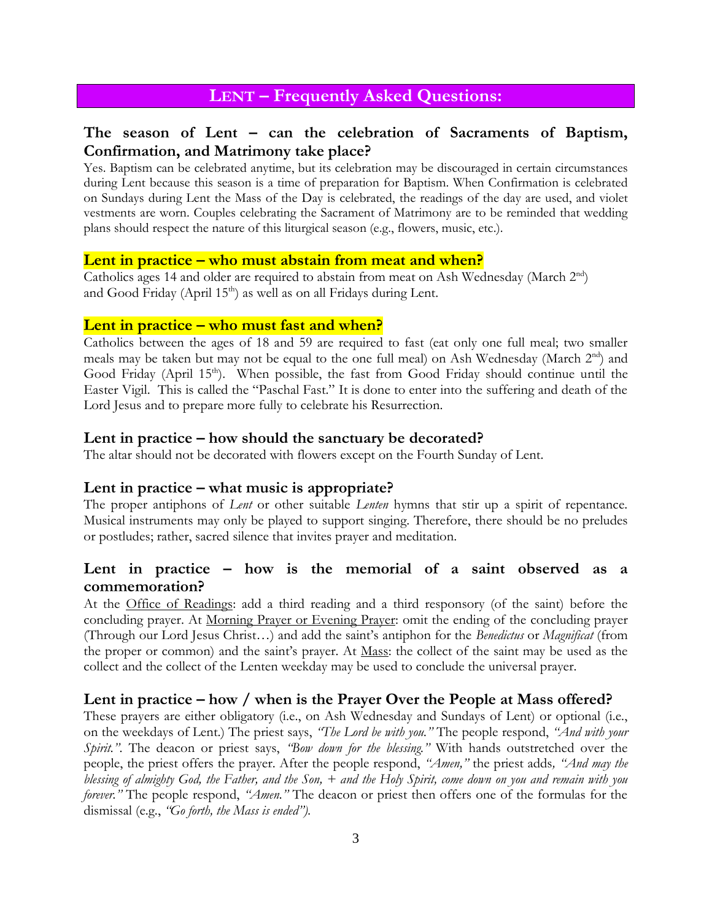# LENT – Frequently Asked Questions:

## The season of Lent – can the celebration of Sacraments of Baptism, Confirmation, and Matrimony take place?

Yes. Baptism can be celebrated anytime, but its celebration may be discouraged in certain circumstances during Lent because this season is a time of preparation for Baptism. When Confirmation is celebrated on Sundays during Lent the Mass of the Day is celebrated, the readings of the day are used, and violet vestments are worn. Couples celebrating the Sacrament of Matrimony are to be reminded that wedding plans should respect the nature of this liturgical season (e.g., flowers, music, etc.).

## Lent in practice – who must abstain from meat and when?

Catholics ages 14 and older are required to abstain from meat on Ash Wednesday (March 2nd) and Good Friday (April 15th) as well as on all Fridays during Lent.

## Lent in practice – who must fast and when?

Catholics between the ages of 18 and 59 are required to fast (eat only one full meal; two smaller meals may be taken but may not be equal to the one full meal) on Ash Wednesday (March 2nd) and Good Friday (April 15th). When possible, the fast from Good Friday should continue until the Easter Vigil. This is called the "Paschal Fast." It is done to enter into the suffering and death of the Lord Jesus and to prepare more fully to celebrate his Resurrection.

## Lent in practice – how should the sanctuary be decorated?

The altar should not be decorated with flowers except on the Fourth Sunday of Lent.

## Lent in practice – what music is appropriate?

The proper antiphons of *Lent* or other suitable *Lenten* hymns that stir up a spirit of repentance. Musical instruments may only be played to support singing. Therefore, there should be no preludes or postludes; rather, sacred silence that invites prayer and meditation.

## Lent in practice – how is the memorial of a saint observed as a commemoration?

At the Office of Readings: add a third reading and a third responsory (of the saint) before the concluding prayer. At Morning Prayer or Evening Prayer: omit the ending of the concluding prayer (Through our Lord Jesus Christ…) and add the saint's antiphon for the *Benedictus* or *Magnificat* (from the proper or common) and the saint's prayer. At Mass: the collect of the saint may be used as the collect and the collect of the Lenten weekday may be used to conclude the universal prayer.

## Lent in practice – how / when is the Prayer Over the People at Mass offered?

These prayers are either obligatory (i.e., on Ash Wednesday and Sundays of Lent) or optional (i.e., on the weekdays of Lent.) The priest says, *"The Lord be with you."* The people respond, *"And with your Spirit."*. The deacon or priest says, *"Bow down for the blessing."* With hands outstretched over the people, the priest offers the prayer. After the people respond, *"Amen,"* the priest adds*, "And may the blessing of almighty God, the Father, and the Son, + and the Holy Spirit, come down on you and remain with you forever."* The people respond, *"Amen."* The deacon or priest then offers one of the formulas for the dismissal (e.g., *"Go forth, the Mass is ended").*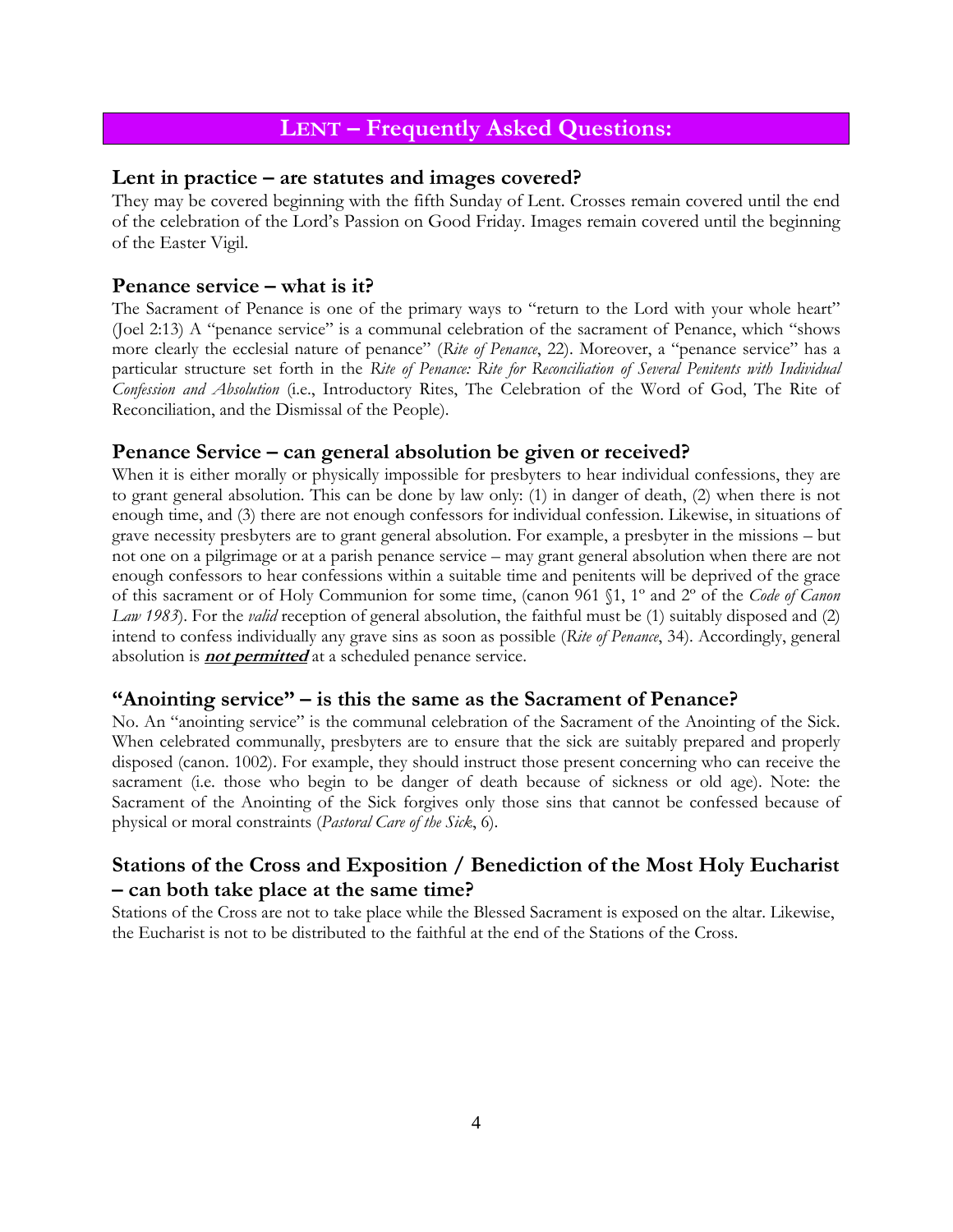## Lent – Frequently Asked Questions:

### Lent in practice – are statutes and images covered?

They may be covered beginning with the fifth Sunday of Lent. Crosses remain covered until the end of the celebration of the Lord's Passion on Good Friday. Images remain covered until the beginning of the Easter Vigil.

### Penance service – what is it?

The Sacrament of Penance is one of the primary ways to "return to the Lord with your whole heart" (Joel 2:13) A "penance service" is a communal celebration of the sacrament of Penance, which "shows more clearly the ecclesial nature of penance" (*Rite of Penance*, 22). Moreover, a "penance service" has a particular structure set forth in the *Rite of Penance: Rite for Reconciliation of Several Penitents with Individual Confession and Absolution* (i.e., Introductory Rites, The Celebration of the Word of God, The Rite of Reconciliation, and the Dismissal of the People).

### Penance Service – can general absolution be given or received?

When it is either morally or physically impossible for presbyters to hear individual confessions, they are to grant general absolution. This can be done by law only: (1) in danger of death, (2) when there is not enough time, and (3) there are not enough confessors for individual confession. Likewise, in situations of grave necessity presbyters are to grant general absolution. For example, a presbyter in the missions – but not one on a pilgrimage or at a parish penance service – may grant general absolution when there are not enough confessors to hear confessions within a suitable time and penitents will be deprived of the grace of this sacrament or of Holy Communion for some time, (canon 961 §1, 1º and 2º of the *Code of Canon Law 1983*). For the *valid* reception of general absolution, the faithful must be (1) suitably disposed and (2) intend to confess individually any grave sins as soon as possible (*Rite of Penance*, 34). Accordingly, general absolution is ***not permitted*** at a scheduled penance service.

### "Anointing service" – is this the same as the Sacrament of Penance?

No. An "anointing service" is the communal celebration of the Sacrament of the Anointing of the Sick. When celebrated communally, presbyters are to ensure that the sick are suitably prepared and properly disposed (canon. 1002). For example, they should instruct those present concerning who can receive the sacrament (i.e. those who begin to be danger of death because of sickness or old age). Note: the Sacrament of the Anointing of the Sick forgives only those sins that cannot be confessed because of physical or moral constraints (*Pastoral Care of the Sick*, 6).

### Stations of the Cross and Exposition / Benediction of the Most Holy Eucharist – can both take place at the same time?

Stations of the Cross are not to take place while the Blessed Sacrament is exposed on the altar. Likewise, the Eucharist is not to be distributed to the faithful at the end of the Stations of the Cross.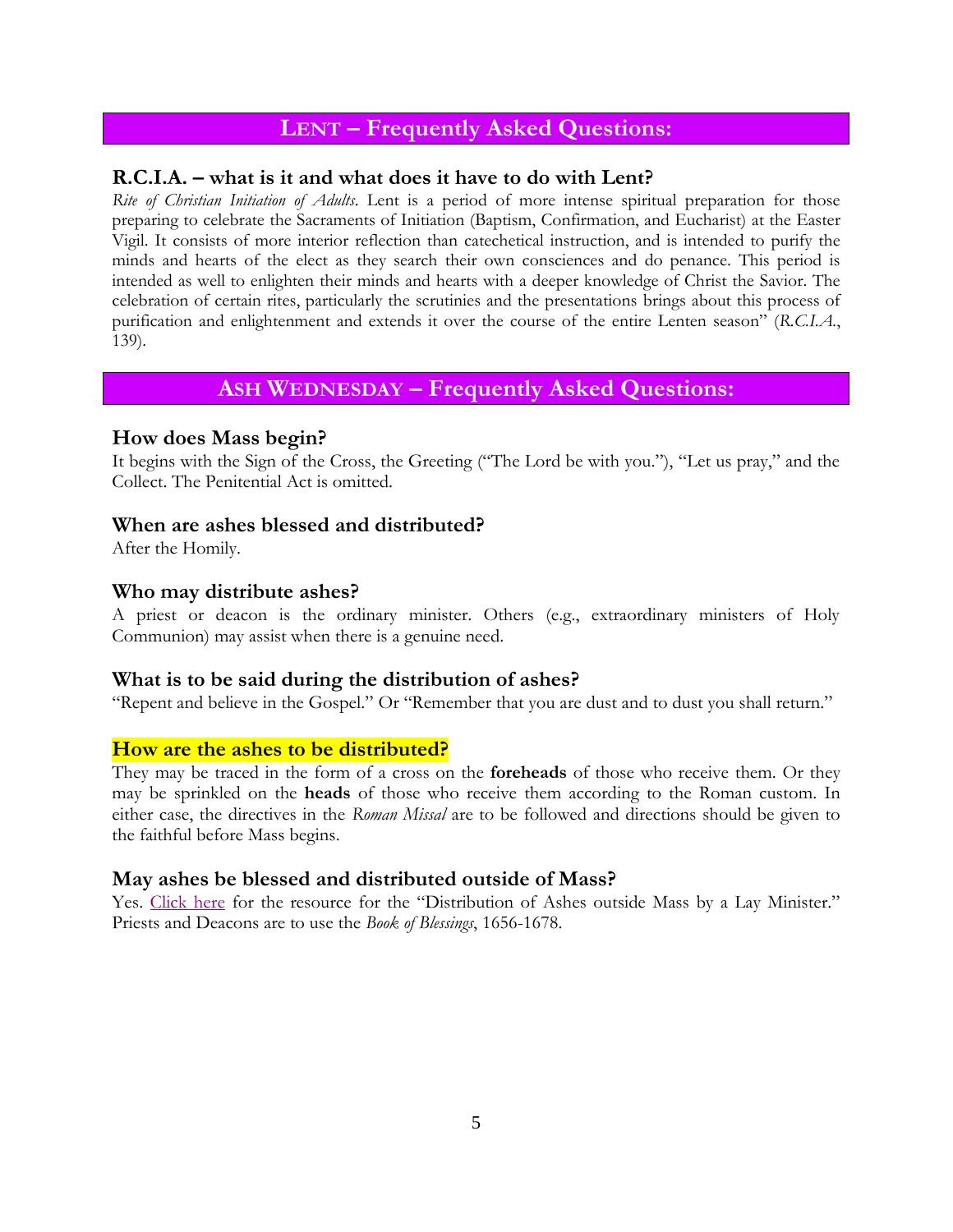## LENT – Frequently Asked Questions:

### R.C.I.A. – what is it and what does it have to do with Lent?

*Rite of Christian Initiation of Adults*. Lent is a period of more intense spiritual preparation for those preparing to celebrate the Sacraments of Initiation (Baptism, Confirmation, and Eucharist) at the Easter Vigil. It consists of more interior reflection than catechetical instruction, and is intended to purify the minds and hearts of the elect as they search their own consciences and do penance. This period is intended as well to enlighten their minds and hearts with a deeper knowledge of Christ the Savior. The celebration of certain rites, particularly the scrutinies and the presentations brings about this process of purification and enlightenment and extends it over the course of the entire Lenten season" (*R.C.I.A.*, 139).

## ASH WEDNESDAY – Frequently Asked Questions:

### How does Mass begin?

It begins with the Sign of the Cross, the Greeting ("The Lord be with you."), "Let us pray," and the Collect. The Penitential Act is omitted.

### When are ashes blessed and distributed?

After the Homily.

### Who may distribute ashes?

A priest or deacon is the ordinary minister. Others (e.g., extraordinary ministers of Holy Communion) may assist when there is a genuine need.

### What is to be said during the distribution of ashes?

"Repent and believe in the Gospel." Or "Remember that you are dust and to dust you shall return."

### How are the ashes to be distributed?

They may be traced in the form of a cross on the **foreheads** of those who receive them. Or they may be sprinkled on the **heads** of those who receive them according to the Roman custom. In either case, the directives in the *Roman Missal* are to be followed and directions should be given to the faithful before Mass begins.

### May ashes be blessed and distributed outside of Mass?

Yes. Click here for the resource for the "Distribution of Ashes outside Mass by a Lay Minister." Priests and Deacons are to use the *Book of Blessings*, 1656-1678.